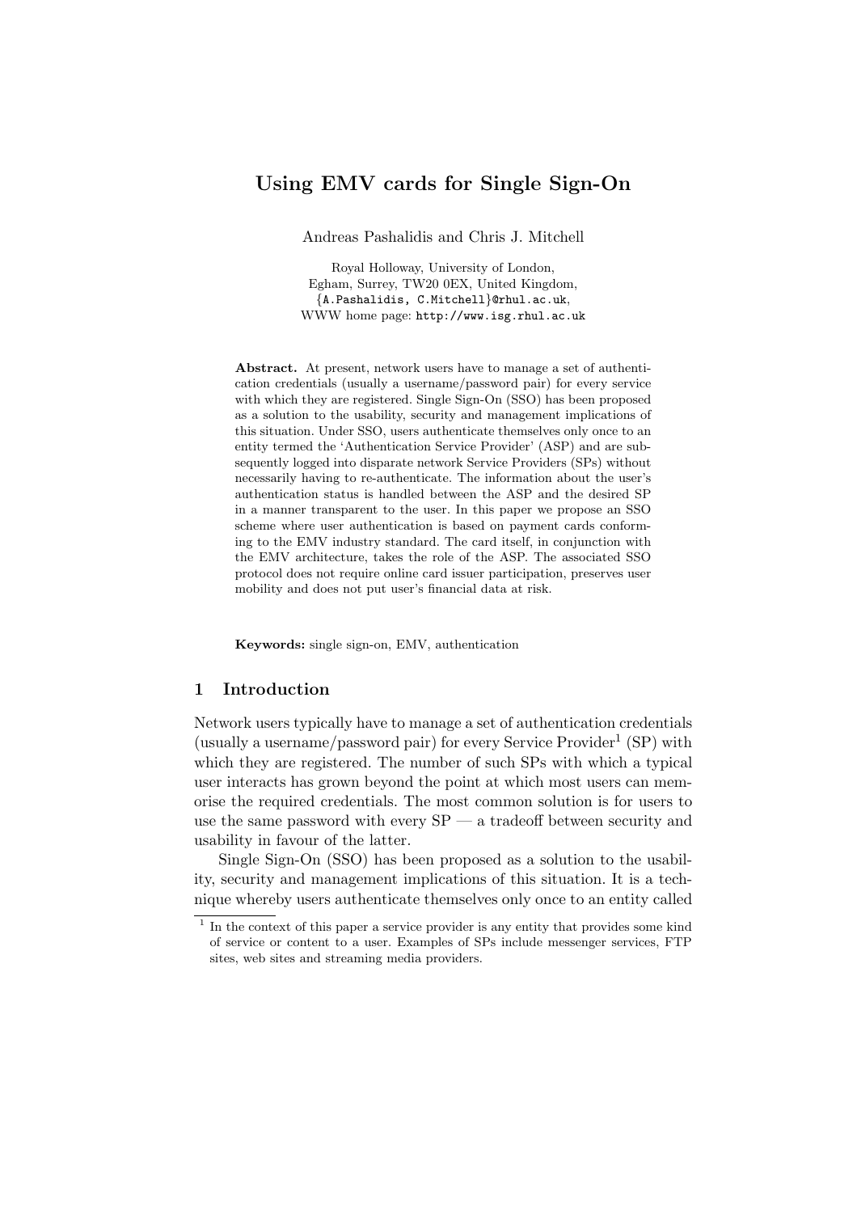# Using EMV cards for Single Sign-On

Andreas Pashalidis and Chris J. Mitchell

Royal Holloway, University of London,
Egham, Surrey, TW20 0EX, United Kingdom,
{A.Pashalidis, C.Mitchell}@rhul.ac.uk,
WWW home page: http://www.isg.rhul.ac.uk

**Abstract.** At present, network users have to manage a set of authentication credentials (usually a username/password pair) for every service with which they are registered. Single Sign-On (SSO) has been proposed as a solution to the usability, security and management implications of this situation. Under SSO, users authenticate themselves only once to an entity termed the 'Authentication Service Provider' (ASP) and are subsequently logged into disparate network Service Providers (SPs) without necessarily having to re-authenticate. The information about the user's authentication status is handled between the ASP and the desired SP in a manner transparent to the user. In this paper we propose an SSO scheme where user authentication is based on payment cards conforming to the EMV industry standard. The card itself, in conjunction with the EMV architecture, takes the role of the ASP. The associated SSO protocol does not require online card issuer participation, preserves user mobility and does not put user's financial data at risk.

**Keywords:** single sign-on, EMV, authentication

## 1 Introduction

Network users typically have to manage a set of authentication credentials (usually a username/password pair) for every Service Provider[1] (SP) with which they are registered. The number of such SPs with which a typical user interacts has grown beyond the point at which most users can memorise the required credentials. The most common solution is for users to use the same password with every SP — a tradeoff between security and usability in favour of the latter.

Single Sign-On (SSO) has been proposed as a solution to the usability, security and management implications of this situation. It is a technique whereby users authenticate themselves only once to an entity called

[1] In the context of this paper a service provider is any entity that provides some kind of service or content to a user. Examples of SPs include messenger services, FTP sites, web sites and streaming media providers.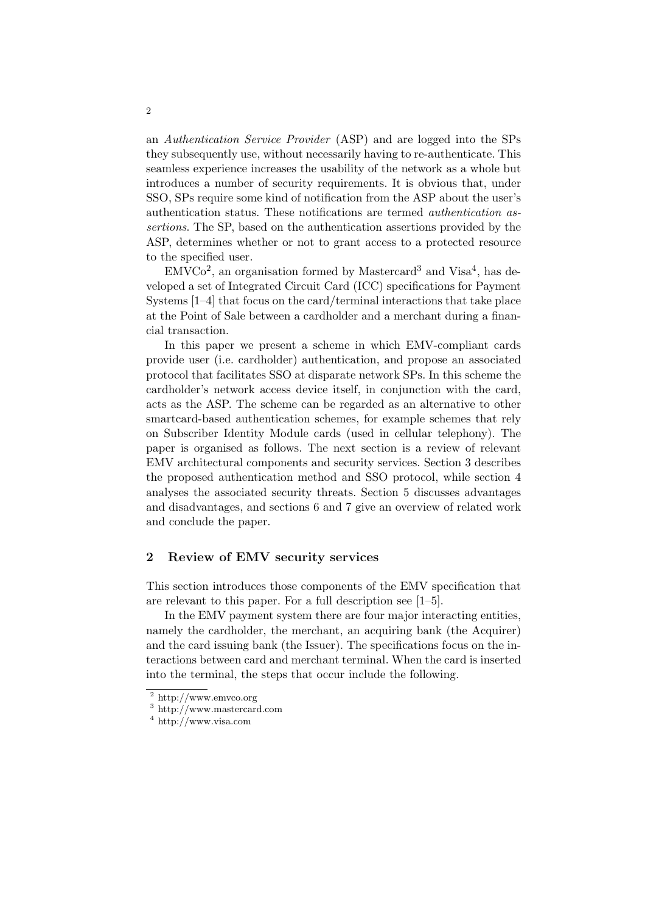an *Authentication Service Provider* (ASP) and are logged into the SPs they subsequently use, without necessarily having to re-authenticate. This seamless experience increases the usability of the network as a whole but introduces a number of security requirements. It is obvious that, under SSO, SPs require some kind of notification from the ASP about the user's authentication status. These notifications are termed *authentication assertions*. The SP, based on the authentication assertions provided by the ASP, determines whether or not to grant access to a protected resource to the specified user.

EMVCo[2], an organisation formed by Mastercard[3] and Visa[4], has developed a set of Integrated Circuit Card (ICC) specifications for Payment Systems [1–4] that focus on the card/terminal interactions that take place at the Point of Sale between a cardholder and a merchant during a financial transaction.

In this paper we present a scheme in which EMV-compliant cards provide user (i.e. cardholder) authentication, and propose an associated protocol that facilitates SSO at disparate network SPs. In this scheme the cardholder's network access device itself, in conjunction with the card, acts as the ASP. The scheme can be regarded as an alternative to other smartcard-based authentication schemes, for example schemes that rely on Subscriber Identity Module cards (used in cellular telephony). The paper is organised as follows. The next section is a review of relevant EMV architectural components and security services. Section 3 describes the proposed authentication method and SSO protocol, while section 4 analyses the associated security threats. Section 5 discusses advantages and disadvantages, and sections 6 and 7 give an overview of related work and conclude the paper.

## 2 Review of EMV security services

This section introduces those components of the EMV specification that are relevant to this paper. For a full description see [1–5].

In the EMV payment system there are four major interacting entities, namely the cardholder, the merchant, an acquiring bank (the Acquirer) and the card issuing bank (the Issuer). The specifications focus on the interactions between card and merchant terminal. When the card is inserted into the terminal, the steps that occur include the following.

[2] http://www.emvco.org
[3] http://www.mastercard.com
[4] http://www.visa.com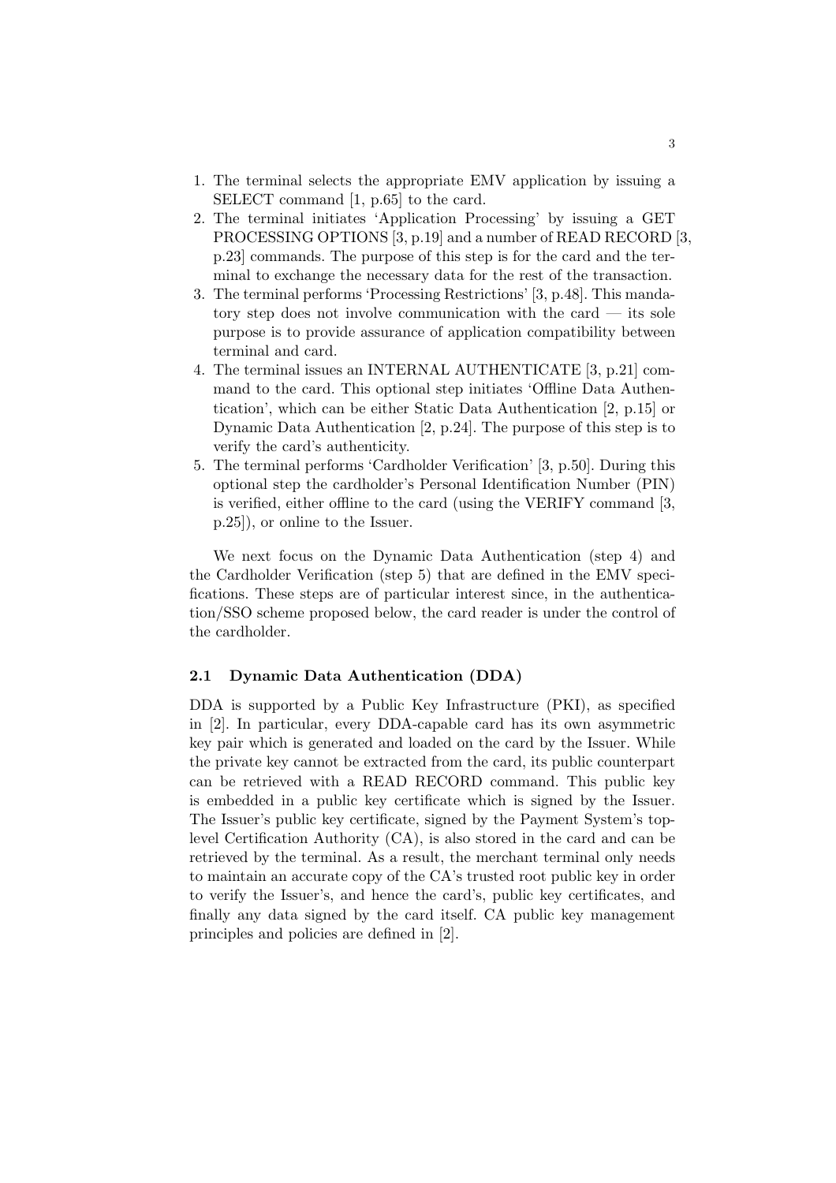1. The terminal selects the appropriate EMV application by issuing a SELECT command [1, p.65] to the card.
2. The terminal initiates 'Application Processing' by issuing a GET PROCESSING OPTIONS [3, p.19] and a number of READ RECORD [3, p.23] commands. The purpose of this step is for the card and the terminal to exchange the necessary data for the rest of the transaction.
3. The terminal performs 'Processing Restrictions' [3, p.48]. This mandatory step does not involve communication with the card — its sole purpose is to provide assurance of application compatibility between terminal and card.
4. The terminal issues an INTERNAL AUTHENTICATE [3, p.21] command to the card. This optional step initiates 'Offline Data Authentication', which can be either Static Data Authentication [2, p.15] or Dynamic Data Authentication [2, p.24]. The purpose of this step is to verify the card's authenticity.
5. The terminal performs 'Cardholder Verification' [3, p.50]. During this optional step the cardholder's Personal Identification Number (PIN) is verified, either offline to the card (using the VERIFY command [3, p.25]), or online to the Issuer.

We next focus on the Dynamic Data Authentication (step 4) and the Cardholder Verification (step 5) that are defined in the EMV specifications. These steps are of particular interest since, in the authentication/SSO scheme proposed below, the card reader is under the control of the cardholder.

### 2.1 Dynamic Data Authentication (DDA)

DDA is supported by a Public Key Infrastructure (PKI), as specified in [2]. In particular, every DDA-capable card has its own asymmetric key pair which is generated and loaded on the card by the Issuer. While the private key cannot be extracted from the card, its public counterpart can be retrieved with a READ RECORD command. This public key is embedded in a public key certificate which is signed by the Issuer. The Issuer's public key certificate, signed by the Payment System's top-level Certification Authority (CA), is also stored in the card and can be retrieved by the terminal. As a result, the merchant terminal only needs to maintain an accurate copy of the CA's trusted root public key in order to verify the Issuer's, and hence the card's, public key certificates, and finally any data signed by the card itself. CA public key management principles and policies are defined in [2].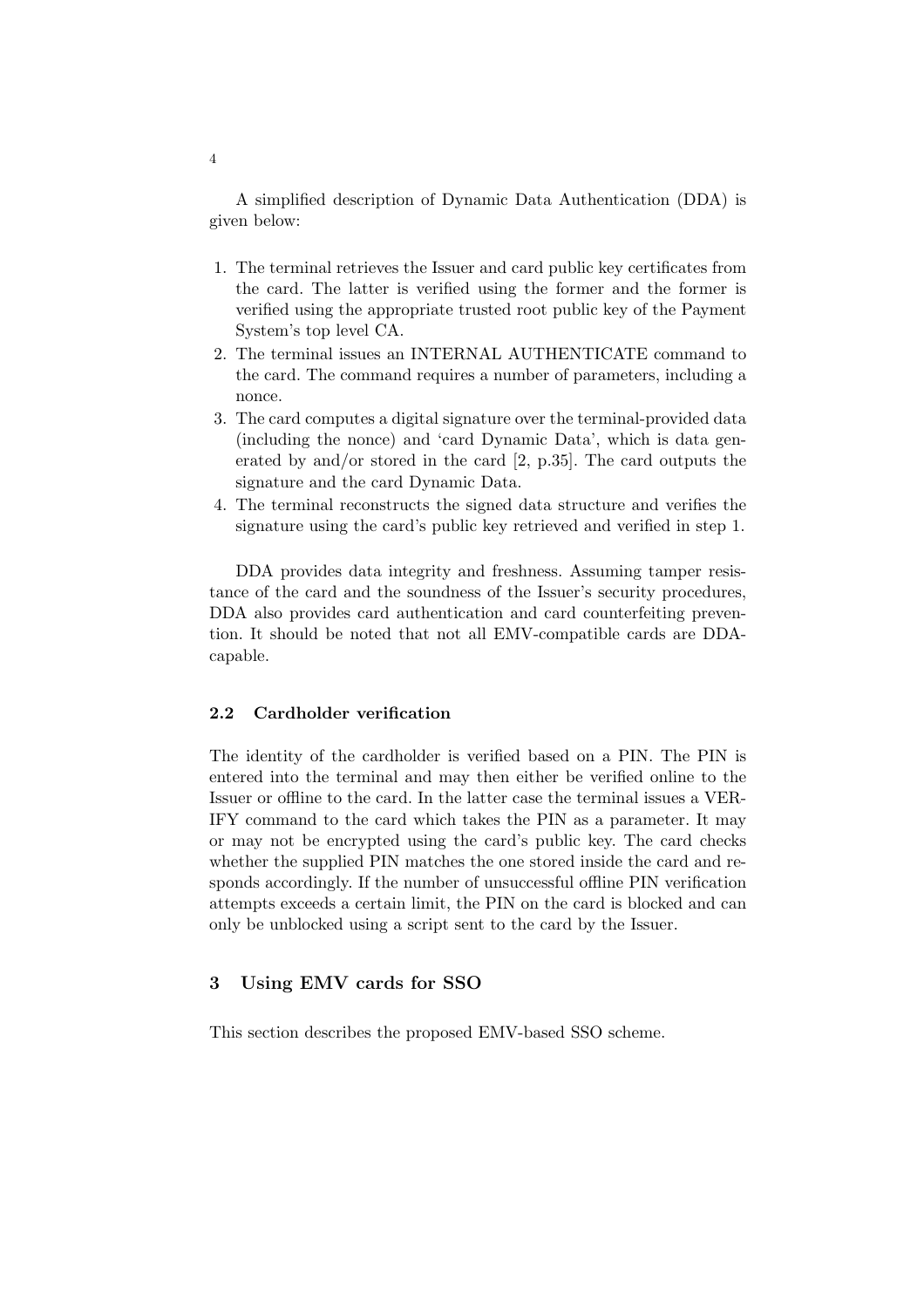A simplified description of Dynamic Data Authentication (DDA) is given below:

1. The terminal retrieves the Issuer and card public key certificates from the card. The latter is verified using the former and the former is verified using the appropriate trusted root public key of the Payment System's top level CA.
2. The terminal issues an INTERNAL AUTHENTICATE command to the card. The command requires a number of parameters, including a nonce.
3. The card computes a digital signature over the terminal-provided data (including the nonce) and 'card Dynamic Data', which is data generated by and/or stored in the card [2, p.35]. The card outputs the signature and the card Dynamic Data.
4. The terminal reconstructs the signed data structure and verifies the signature using the card's public key retrieved and verified in step 1.

DDA provides data integrity and freshness. Assuming tamper resistance of the card and the soundness of the Issuer's security procedures, DDA also provides card authentication and card counterfeiting prevention. It should be noted that not all EMV-compatible cards are DDA-capable.

### 2.2 Cardholder verification

The identity of the cardholder is verified based on a PIN. The PIN is entered into the terminal and may then either be verified online to the Issuer or offline to the card. In the latter case the terminal issues a VERIFY command to the card which takes the PIN as a parameter. It may or may not be encrypted using the card's public key. The card checks whether the supplied PIN matches the one stored inside the card and responds accordingly. If the number of unsuccessful offline PIN verification attempts exceeds a certain limit, the PIN on the card is blocked and can only be unblocked using a script sent to the card by the Issuer.

## 3 Using EMV cards for SSO

This section describes the proposed EMV-based SSO scheme.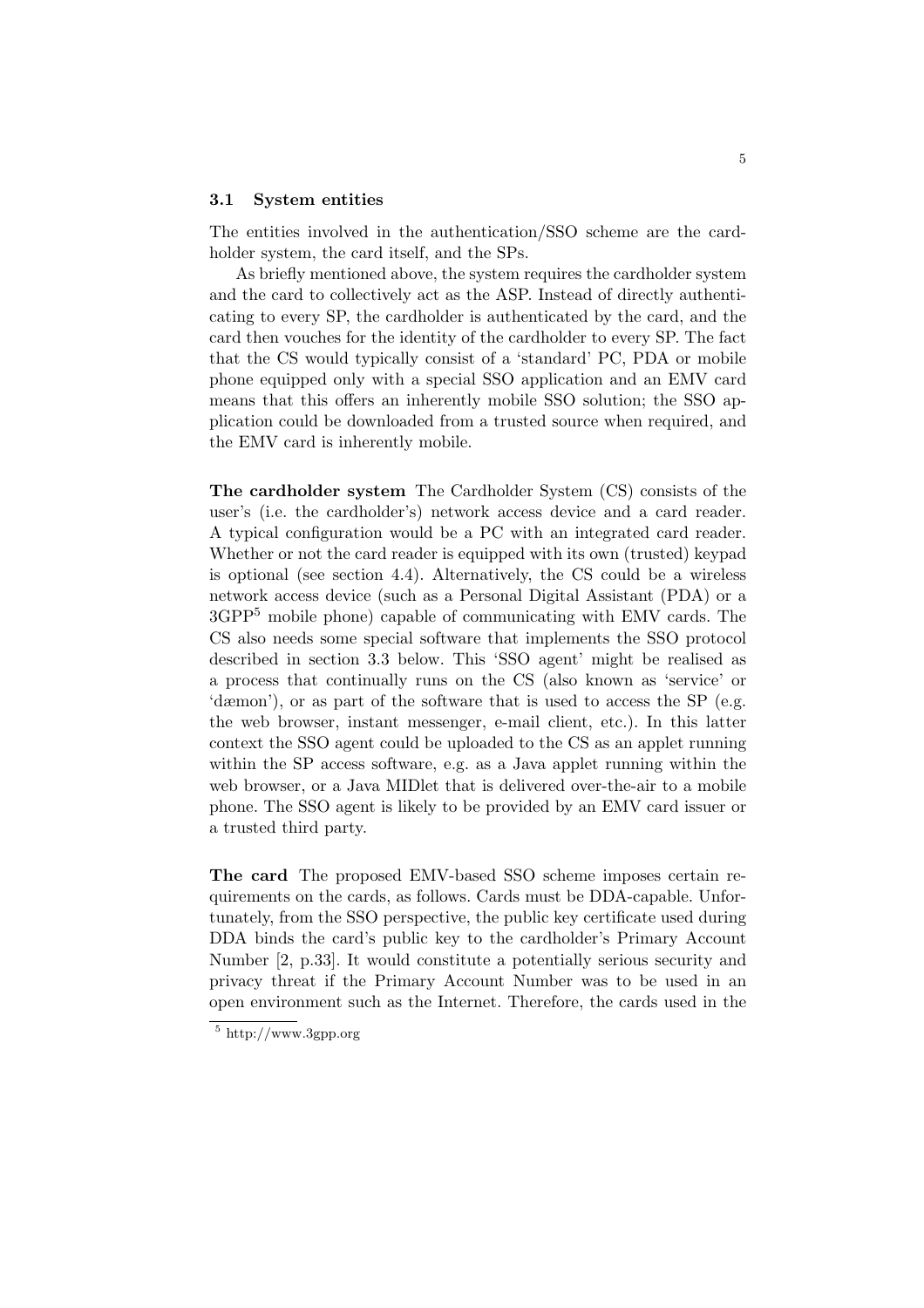### 3.1 System entities

The entities involved in the authentication/SSO scheme are the cardholder system, the card itself, and the SPs.

As briefly mentioned above, the system requires the cardholder system and the card to collectively act as the ASP. Instead of directly authenticating to every SP, the cardholder is authenticated by the card, and the card then vouches for the identity of the cardholder to every SP. The fact that the CS would typically consist of a 'standard' PC, PDA or mobile phone equipped only with a special SSO application and an EMV card means that this offers an inherently mobile SSO solution; the SSO application could be downloaded from a trusted source when required, and the EMV card is inherently mobile.

**The cardholder system** The Cardholder System (CS) consists of the user's (i.e. the cardholder's) network access device and a card reader. A typical configuration would be a PC with an integrated card reader. Whether or not the card reader is equipped with its own (trusted) keypad is optional (see section 4.4). Alternatively, the CS could be a wireless network access device (such as a Personal Digital Assistant (PDA) or a 3GPP[5] mobile phone) capable of communicating with EMV cards. The CS also needs some special software that implements the SSO protocol described in section 3.3 below. This 'SSO agent' might be realised as a process that continually runs on the CS (also known as 'service' or 'dæmon'), or as part of the software that is used to access the SP (e.g. the web browser, instant messenger, e-mail client, etc.). In this latter context the SSO agent could be uploaded to the CS as an applet running within the SP access software, e.g. as a Java applet running within the web browser, or a Java MIDlet that is delivered over-the-air to a mobile phone. The SSO agent is likely to be provided by an EMV card issuer or a trusted third party.

**The card** The proposed EMV-based SSO scheme imposes certain requirements on the cards, as follows. Cards must be DDA-capable. Unfortunately, from the SSO perspective, the public key certificate used during DDA binds the card's public key to the cardholder's Primary Account Number [2, p.33]. It would constitute a potentially serious security and privacy threat if the Primary Account Number was to be used in an open environment such as the Internet. Therefore, the cards used in the

[5] http://www.3gpp.org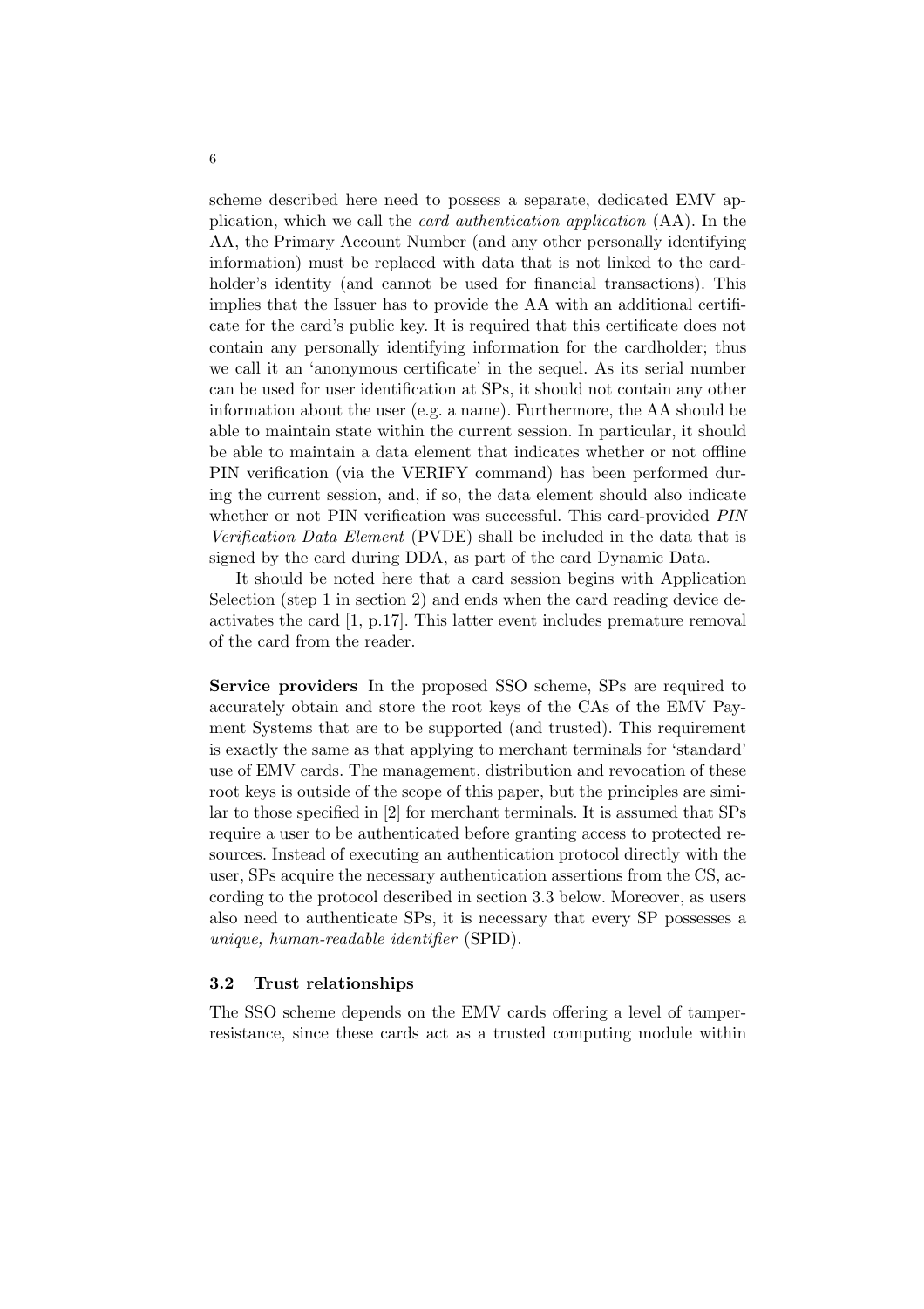scheme described here need to possess a separate, dedicated EMV application, which we call the *card authentication application* (AA). In the AA, the Primary Account Number (and any other personally identifying information) must be replaced with data that is not linked to the cardholder's identity (and cannot be used for financial transactions). This implies that the Issuer has to provide the AA with an additional certificate for the card's public key. It is required that this certificate does not contain any personally identifying information for the cardholder; thus we call it an 'anonymous certificate' in the sequel. As its serial number can be used for user identification at SPs, it should not contain any other information about the user (e.g. a name). Furthermore, the AA should be able to maintain state within the current session. In particular, it should be able to maintain a data element that indicates whether or not offline PIN verification (via the VERIFY command) has been performed during the current session, and, if so, the data element should also indicate whether or not PIN verification was successful. This card-provided *PIN Verification Data Element* (PVDE) shall be included in the data that is signed by the card during DDA, as part of the card Dynamic Data.

It should be noted here that a card session begins with Application Selection (step 1 in section 2) and ends when the card reading device deactivates the card [1, p.17]. This latter event includes premature removal of the card from the reader.

**Service providers** In the proposed SSO scheme, SPs are required to accurately obtain and store the root keys of the CAs of the EMV Payment Systems that are to be supported (and trusted). This requirement is exactly the same as that applying to merchant terminals for 'standard' use of EMV cards. The management, distribution and revocation of these root keys is outside of the scope of this paper, but the principles are similar to those specified in [2] for merchant terminals. It is assumed that SPs require a user to be authenticated before granting access to protected resources. Instead of executing an authentication protocol directly with the user, SPs acquire the necessary authentication assertions from the CS, according to the protocol described in section 3.3 below. Moreover, as users also need to authenticate SPs, it is necessary that every SP possesses a *unique, human-readable identifier* (SPID).

### 3.2 Trust relationships

The SSO scheme depends on the EMV cards offering a level of tamper-resistance, since these cards act as a trusted computing module within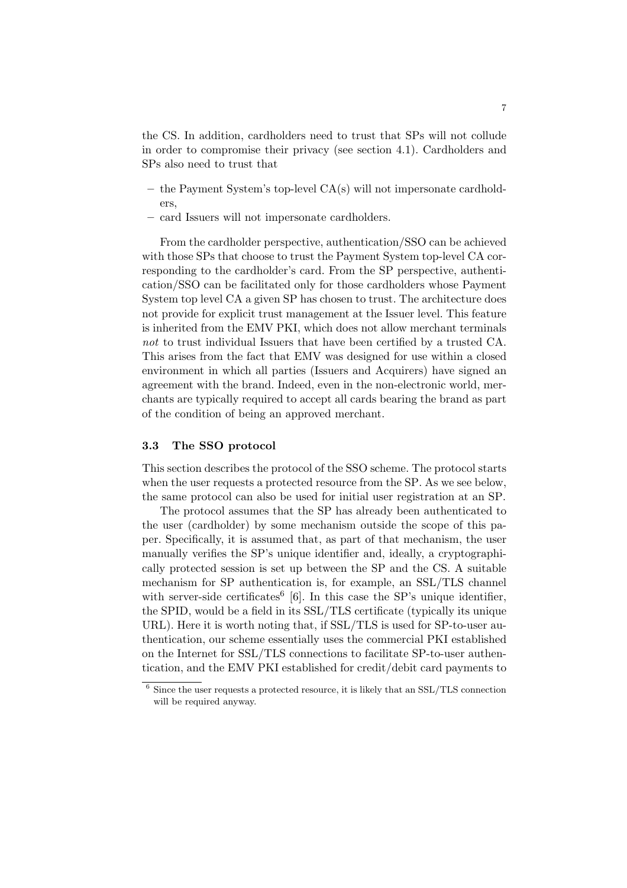the CS. In addition, cardholders need to trust that SPs will not collude in order to compromise their privacy (see section 4.1). Cardholders and SPs also need to trust that

- the Payment System's top-level CA(s) will not impersonate cardholders,
- card Issuers will not impersonate cardholders.

From the cardholder perspective, authentication/SSO can be achieved with those SPs that choose to trust the Payment System top-level CA corresponding to the cardholder's card. From the SP perspective, authentication/SSO can be facilitated only for those cardholders whose Payment System top level CA a given SP has chosen to trust. The architecture does not provide for explicit trust management at the Issuer level. This feature is inherited from the EMV PKI, which does not allow merchant terminals *not* to trust individual Issuers that have been certified by a trusted CA. This arises from the fact that EMV was designed for use within a closed environment in which all parties (Issuers and Acquirers) have signed an agreement with the brand. Indeed, even in the non-electronic world, merchants are typically required to accept all cards bearing the brand as part of the condition of being an approved merchant.

### 3.3 The SSO protocol

This section describes the protocol of the SSO scheme. The protocol starts when the user requests a protected resource from the SP. As we see below, the same protocol can also be used for initial user registration at an SP.

The protocol assumes that the SP has already been authenticated to the user (cardholder) by some mechanism outside the scope of this paper. Specifically, it is assumed that, as part of that mechanism, the user manually verifies the SP's unique identifier and, ideally, a cryptographically protected session is set up between the SP and the CS. A suitable mechanism for SP authentication is, for example, an SSL/TLS channel with server-side certificates[6] [6]. In this case the SP's unique identifier, the SPID, would be a field in its SSL/TLS certificate (typically its unique URL). Here it is worth noting that, if SSL/TLS is used for SP-to-user authentication, our scheme essentially uses the commercial PKI established on the Internet for SSL/TLS connections to facilitate SP-to-user authentication, and the EMV PKI established for credit/debit card payments to

[6] Since the user requests a protected resource, it is likely that an SSL/TLS connection will be required anyway.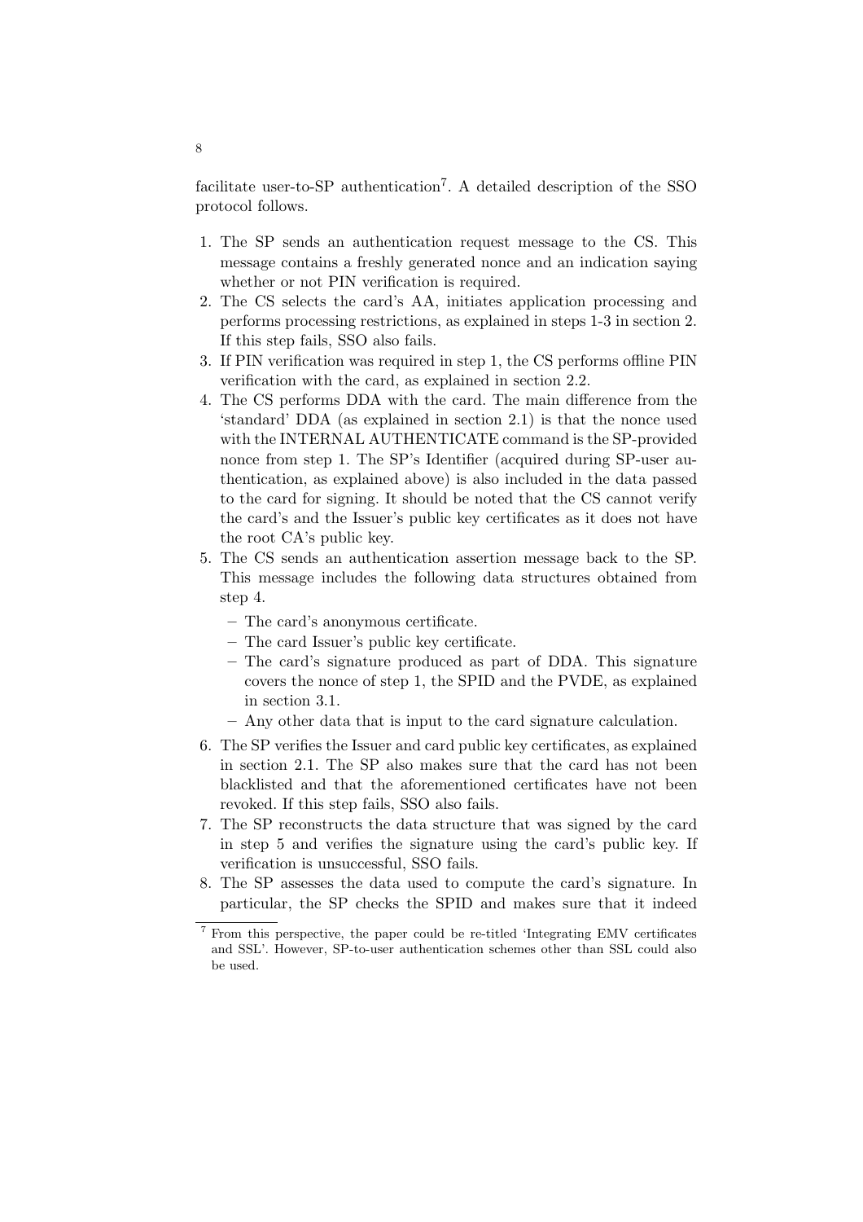facilitate user-to-SP authentication[7]. A detailed description of the SSO protocol follows.

1. The SP sends an authentication request message to the CS. This message contains a freshly generated nonce and an indication saying whether or not PIN verification is required.
2. The CS selects the card's AA, initiates application processing and performs processing restrictions, as explained in steps 1-3 in section 2. If this step fails, SSO also fails.
3. If PIN verification was required in step 1, the CS performs offline PIN verification with the card, as explained in section 2.2.
4. The CS performs DDA with the card. The main difference from the 'standard' DDA (as explained in section 2.1) is that the nonce used with the INTERNAL AUTHENTICATE command is the SP-provided nonce from step 1. The SP's Identifier (acquired during SP-user authentication, as explained above) is also included in the data passed to the card for signing. It should be noted that the CS cannot verify the card's and the Issuer's public key certificates as it does not have the root CA's public key.
5. The CS sends an authentication assertion message back to the SP. This message includes the following data structures obtained from step 4.
   - The card's anonymous certificate.
   - The card Issuer's public key certificate.
   - The card's signature produced as part of DDA. This signature covers the nonce of step 1, the SPID and the PVDE, as explained in section 3.1.
   - Any other data that is input to the card signature calculation.
6. The SP verifies the Issuer and card public key certificates, as explained in section 2.1. The SP also makes sure that the card has not been blacklisted and that the aforementioned certificates have not been revoked. If this step fails, SSO also fails.
7. The SP reconstructs the data structure that was signed by the card in step 5 and verifies the signature using the card's public key. If verification is unsuccessful, SSO fails.
8. The SP assesses the data used to compute the card's signature. In particular, the SP checks the SPID and makes sure that it indeed

[7] From this perspective, the paper could be re-titled 'Integrating EMV certificates and SSL'. However, SP-to-user authentication schemes other than SSL could also be used.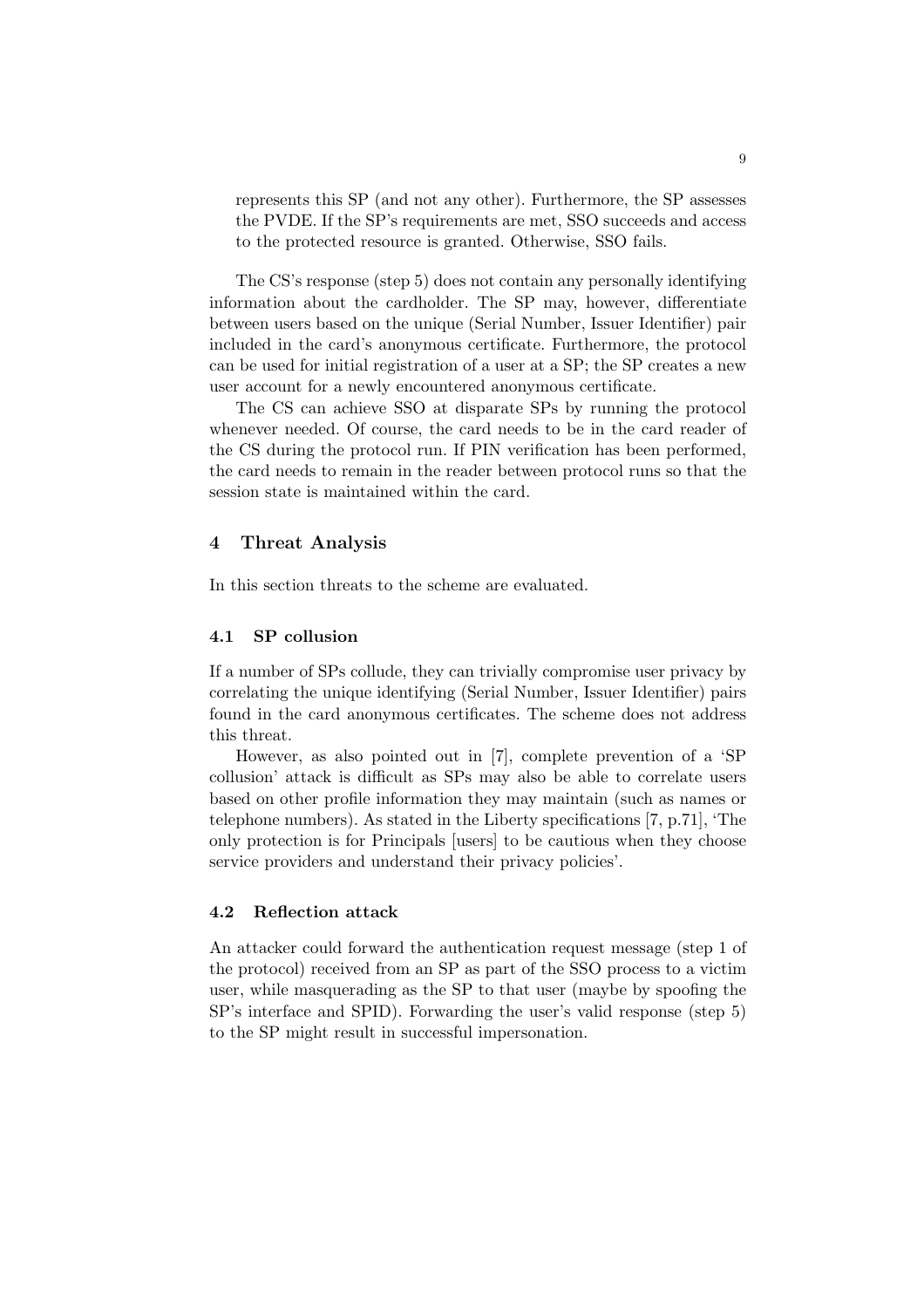represents this SP (and not any other). Furthermore, the SP assesses the PVDE. If the SP's requirements are met, SSO succeeds and access to the protected resource is granted. Otherwise, SSO fails.

The CS's response (step 5) does not contain any personally identifying information about the cardholder. The SP may, however, differentiate between users based on the unique (Serial Number, Issuer Identifier) pair included in the card's anonymous certificate. Furthermore, the protocol can be used for initial registration of a user at a SP; the SP creates a new user account for a newly encountered anonymous certificate.

The CS can achieve SSO at disparate SPs by running the protocol whenever needed. Of course, the card needs to be in the card reader of the CS during the protocol run. If PIN verification has been performed, the card needs to remain in the reader between protocol runs so that the session state is maintained within the card.

## 4 Threat Analysis

In this section threats to the scheme are evaluated.

### 4.1 SP collusion

If a number of SPs collude, they can trivially compromise user privacy by correlating the unique identifying (Serial Number, Issuer Identifier) pairs found in the card anonymous certificates. The scheme does not address this threat.

However, as also pointed out in [7], complete prevention of a 'SP collusion' attack is difficult as SPs may also be able to correlate users based on other profile information they may maintain (such as names or telephone numbers). As stated in the Liberty specifications [7, p.71], 'The only protection is for Principals [users] to be cautious when they choose service providers and understand their privacy policies'.

### 4.2 Reflection attack

An attacker could forward the authentication request message (step 1 of the protocol) received from an SP as part of the SSO process to a victim user, while masquerading as the SP to that user (maybe by spoofing the SP's interface and SPID). Forwarding the user's valid response (step 5) to the SP might result in successful impersonation.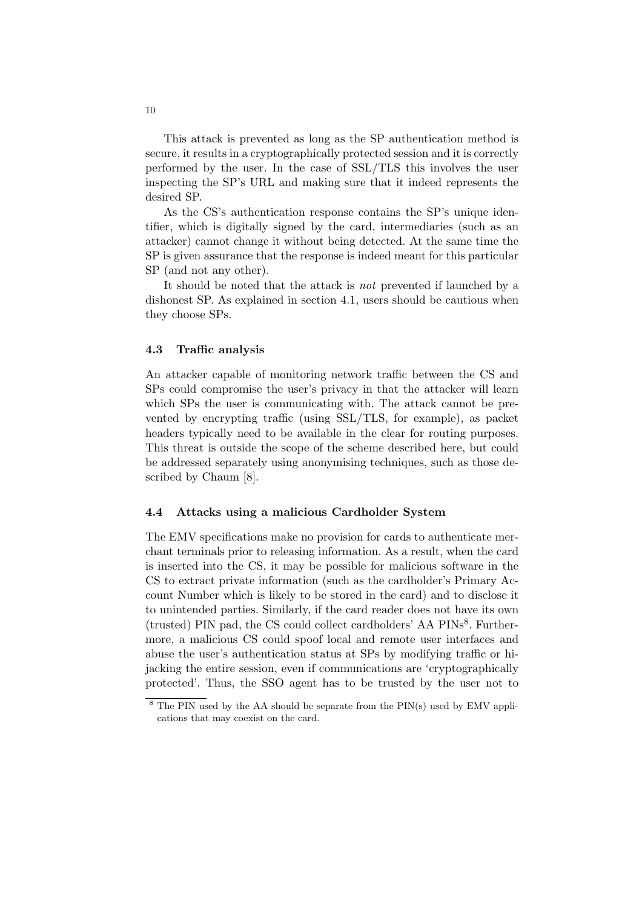This attack is prevented as long as the SP authentication method is secure, it results in a cryptographically protected session and it is correctly performed by the user. In the case of SSL/TLS this involves the user inspecting the SP's URL and making sure that it indeed represents the desired SP.

As the CS's authentication response contains the SP's unique identifier, which is digitally signed by the card, intermediaries (such as an attacker) cannot change it without being detected. At the same time the SP is given assurance that the response is indeed meant for this particular SP (and not any other).

It should be noted that the attack is *not* prevented if launched by a dishonest SP. As explained in section 4.1, users should be cautious when they choose SPs.

### 4.3 Traffic analysis

An attacker capable of monitoring network traffic between the CS and SPs could compromise the user's privacy in that the attacker will learn which SPs the user is communicating with. The attack cannot be prevented by encrypting traffic (using SSL/TLS, for example), as packet headers typically need to be available in the clear for routing purposes. This threat is outside the scope of the scheme described here, but could be addressed separately using anonymising techniques, such as those described by Chaum [8].

### 4.4 Attacks using a malicious Cardholder System

The EMV specifications make no provision for cards to authenticate merchant terminals prior to releasing information. As a result, when the card is inserted into the CS, it may be possible for malicious software in the CS to extract private information (such as the cardholder's Primary Account Number which is likely to be stored in the card) and to disclose it to unintended parties. Similarly, if the card reader does not have its own (trusted) PIN pad, the CS could collect cardholders' AA PINs[8]. Furthermore, a malicious CS could spoof local and remote user interfaces and abuse the user's authentication status at SPs by modifying traffic or hijacking the entire session, even if communications are 'cryptographically protected'. Thus, the SSO agent has to be trusted by the user not to

[8] The PIN used by the AA should be separate from the PIN(s) used by EMV applications that may coexist on the card.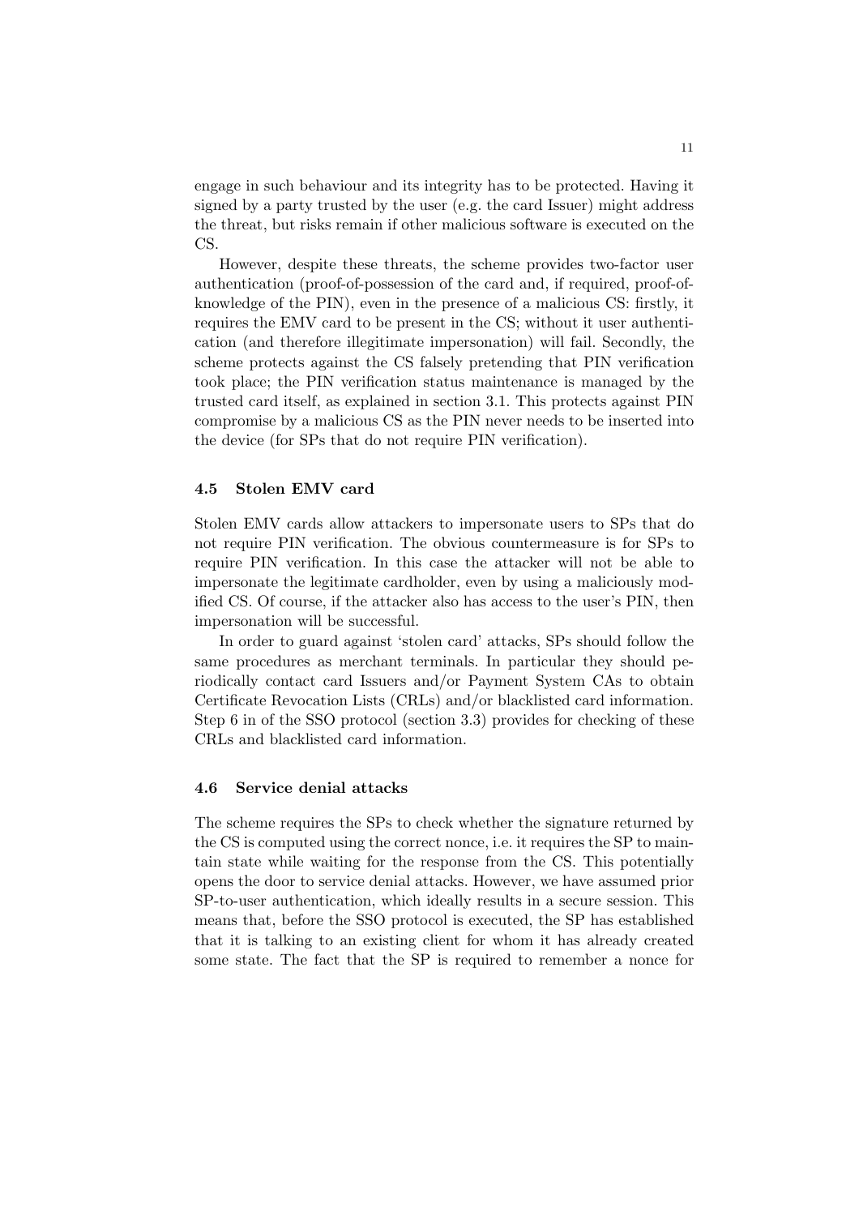engage in such behaviour and its integrity has to be protected. Having it signed by a party trusted by the user (e.g. the card Issuer) might address the threat, but risks remain if other malicious software is executed on the CS.

However, despite these threats, the scheme provides two-factor user authentication (proof-of-possession of the card and, if required, proof-of-knowledge of the PIN), even in the presence of a malicious CS: firstly, it requires the EMV card to be present in the CS; without it user authentication (and therefore illegitimate impersonation) will fail. Secondly, the scheme protects against the CS falsely pretending that PIN verification took place; the PIN verification status maintenance is managed by the trusted card itself, as explained in section 3.1. This protects against PIN compromise by a malicious CS as the PIN never needs to be inserted into the device (for SPs that do not require PIN verification).

### 4.5 Stolen EMV card

Stolen EMV cards allow attackers to impersonate users to SPs that do not require PIN verification. The obvious countermeasure is for SPs to require PIN verification. In this case the attacker will not be able to impersonate the legitimate cardholder, even by using a maliciously modified CS. Of course, if the attacker also has access to the user's PIN, then impersonation will be successful.

In order to guard against 'stolen card' attacks, SPs should follow the same procedures as merchant terminals. In particular they should periodically contact card Issuers and/or Payment System CAs to obtain Certificate Revocation Lists (CRLs) and/or blacklisted card information. Step 6 in of the SSO protocol (section 3.3) provides for checking of these CRLs and blacklisted card information.

### 4.6 Service denial attacks

The scheme requires the SPs to check whether the signature returned by the CS is computed using the correct nonce, i.e. it requires the SP to maintain state while waiting for the response from the CS. This potentially opens the door to service denial attacks. However, we have assumed prior SP-to-user authentication, which ideally results in a secure session. This means that, before the SSO protocol is executed, the SP has established that it is talking to an existing client for whom it has already created some state. The fact that the SP is required to remember a nonce for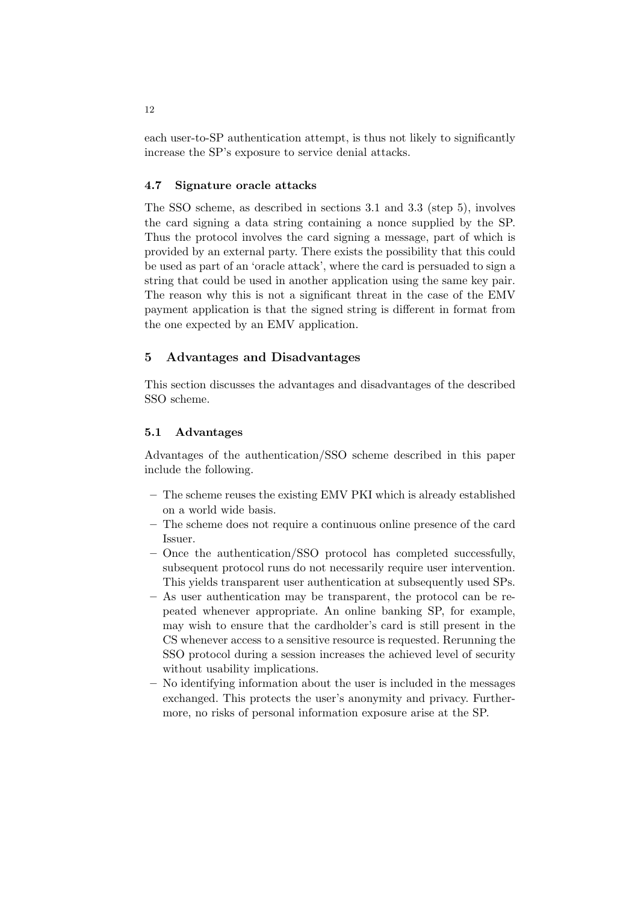each user-to-SP authentication attempt, is thus not likely to significantly increase the SP's exposure to service denial attacks.

### 4.7 Signature oracle attacks

The SSO scheme, as described in sections 3.1 and 3.3 (step 5), involves the card signing a data string containing a nonce supplied by the SP. Thus the protocol involves the card signing a message, part of which is provided by an external party. There exists the possibility that this could be used as part of an 'oracle attack', where the card is persuaded to sign a string that could be used in another application using the same key pair. The reason why this is not a significant threat in the case of the EMV payment application is that the signed string is different in format from the one expected by an EMV application.

## 5 Advantages and Disadvantages

This section discusses the advantages and disadvantages of the described SSO scheme.

### 5.1 Advantages

Advantages of the authentication/SSO scheme described in this paper include the following.

- The scheme reuses the existing EMV PKI which is already established on a world wide basis.
- The scheme does not require a continuous online presence of the card Issuer.
- Once the authentication/SSO protocol has completed successfully, subsequent protocol runs do not necessarily require user intervention. This yields transparent user authentication at subsequently used SPs.
- As user authentication may be transparent, the protocol can be repeated whenever appropriate. An online banking SP, for example, may wish to ensure that the cardholder's card is still present in the CS whenever access to a sensitive resource is requested. Rerunning the SSO protocol during a session increases the achieved level of security without usability implications.
- No identifying information about the user is included in the messages exchanged. This protects the user's anonymity and privacy. Furthermore, no risks of personal information exposure arise at the SP.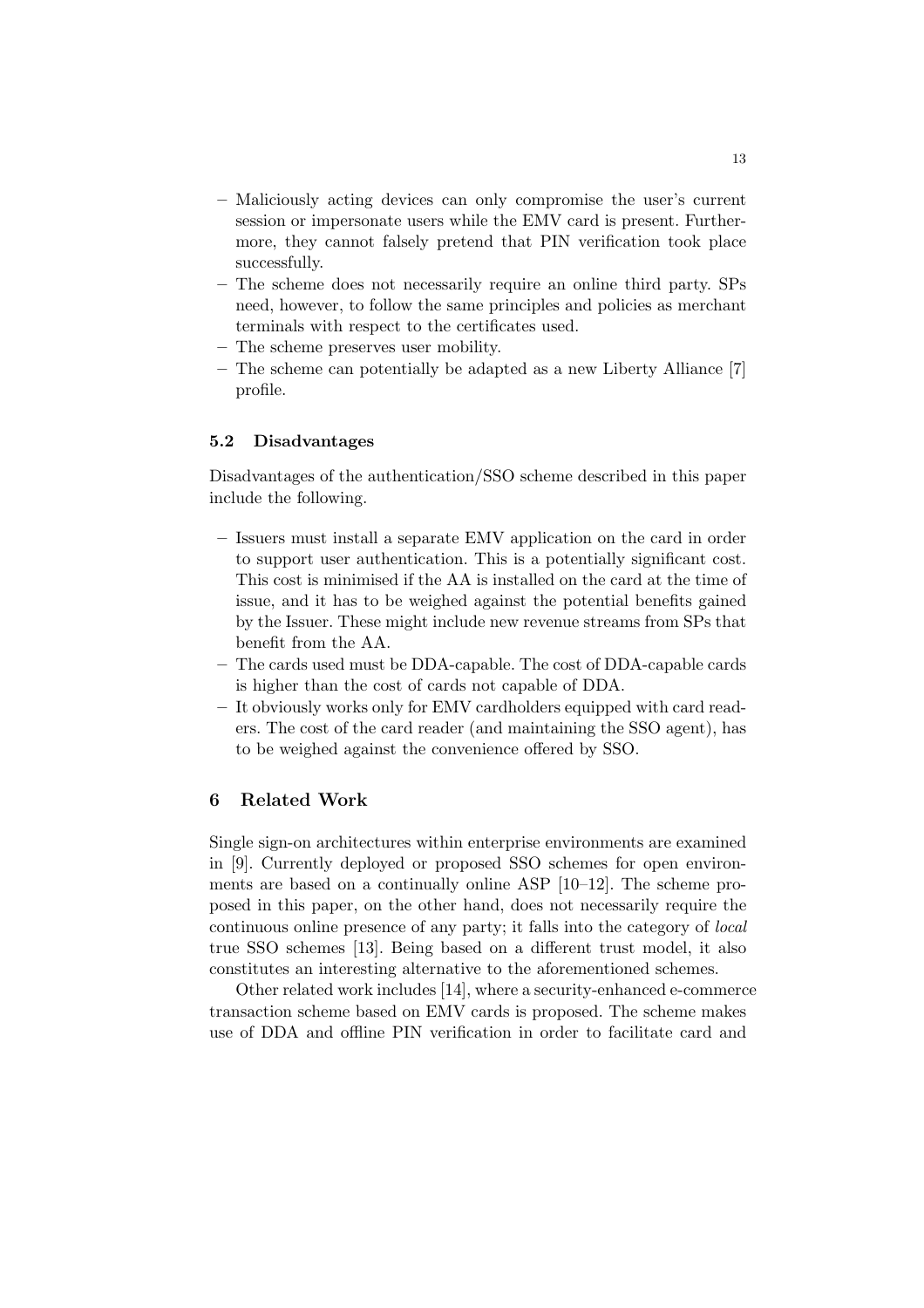- Maliciously acting devices can only compromise the user's current session or impersonate users while the EMV card is present. Furthermore, they cannot falsely pretend that PIN verification took place successfully.
- The scheme does not necessarily require an online third party. SPs need, however, to follow the same principles and policies as merchant terminals with respect to the certificates used.
- The scheme preserves user mobility.
- The scheme can potentially be adapted as a new Liberty Alliance [7] profile.

### 5.2 Disadvantages

Disadvantages of the authentication/SSO scheme described in this paper include the following.

- Issuers must install a separate EMV application on the card in order to support user authentication. This is a potentially significant cost. This cost is minimised if the AA is installed on the card at the time of issue, and it has to be weighed against the potential benefits gained by the Issuer. These might include new revenue streams from SPs that benefit from the AA.
- The cards used must be DDA-capable. The cost of DDA-capable cards is higher than the cost of cards not capable of DDA.
- It obviously works only for EMV cardholders equipped with card readers. The cost of the card reader (and maintaining the SSO agent), has to be weighed against the convenience offered by SSO.

## 6 Related Work

Single sign-on architectures within enterprise environments are examined in [9]. Currently deployed or proposed SSO schemes for open environments are based on a continually online ASP [10–12]. The scheme proposed in this paper, on the other hand, does not necessarily require the continuous online presence of any party; it falls into the category of *local* true SSO schemes [13]. Being based on a different trust model, it also constitutes an interesting alternative to the aforementioned schemes.

Other related work includes [14], where a security-enhanced e-commerce transaction scheme based on EMV cards is proposed. The scheme makes use of DDA and offline PIN verification in order to facilitate card and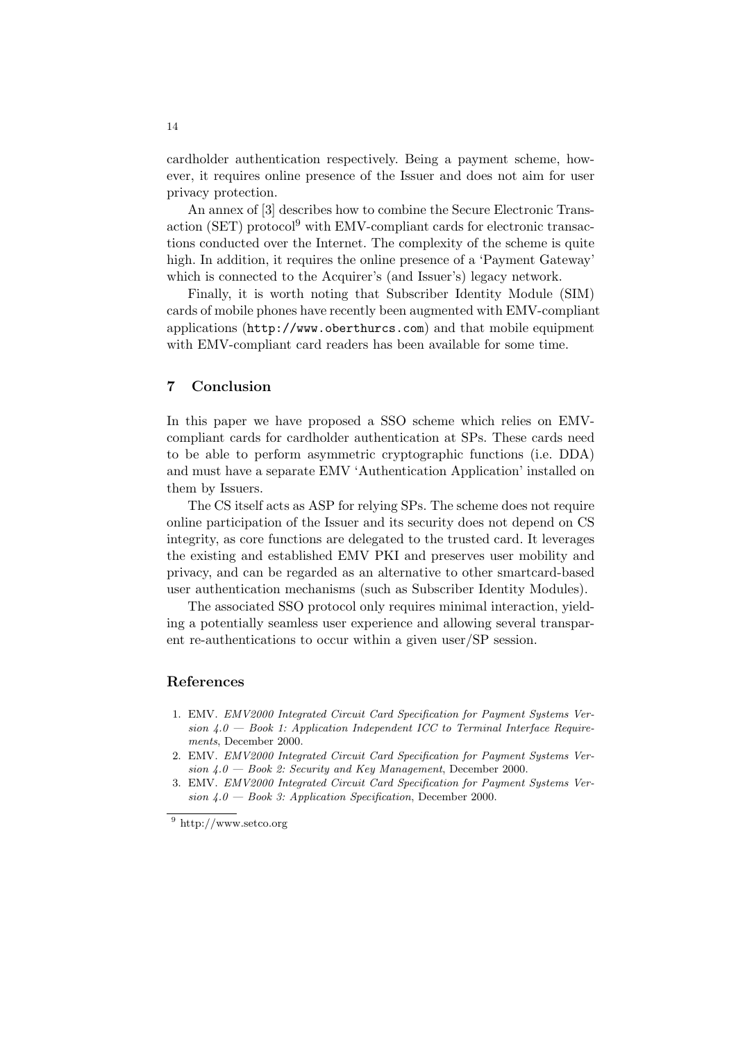cardholder authentication respectively. Being a payment scheme, however, it requires online presence of the Issuer and does not aim for user privacy protection.

An annex of [3] describes how to combine the Secure Electronic Transaction (SET) protocol[9] with EMV-compliant cards for electronic transactions conducted over the Internet. The complexity of the scheme is quite high. In addition, it requires the online presence of a 'Payment Gateway' which is connected to the Acquirer's (and Issuer's) legacy network.

Finally, it is worth noting that Subscriber Identity Module (SIM) cards of mobile phones have recently been augmented with EMV-compliant applications (`http://www.oberthurcs.com`) and that mobile equipment with EMV-compliant card readers has been available for some time.

## 7 Conclusion

In this paper we have proposed a SSO scheme which relies on EMV-compliant cards for cardholder authentication at SPs. These cards need to be able to perform asymmetric cryptographic functions (i.e. DDA) and must have a separate EMV 'Authentication Application' installed on them by Issuers.

The CS itself acts as ASP for relying SPs. The scheme does not require online participation of the Issuer and its security does not depend on CS integrity, as core functions are delegated to the trusted card. It leverages the existing and established EMV PKI and preserves user mobility and privacy, and can be regarded as an alternative to other smartcard-based user authentication mechanisms (such as Subscriber Identity Modules).

The associated SSO protocol only requires minimal interaction, yielding a potentially seamless user experience and allowing several transparent re-authentications to occur within a given user/SP session.

## References

1. EMV. *EMV2000 Integrated Circuit Card Specification for Payment Systems Version 4.0 — Book 1: Application Independent ICC to Terminal Interface Requirements*, December 2000.
2. EMV. *EMV2000 Integrated Circuit Card Specification for Payment Systems Version 4.0 — Book 2: Security and Key Management*, December 2000.
3. EMV. *EMV2000 Integrated Circuit Card Specification for Payment Systems Version 4.0 — Book 3: Application Specification*, December 2000.

[9] http://www.setco.org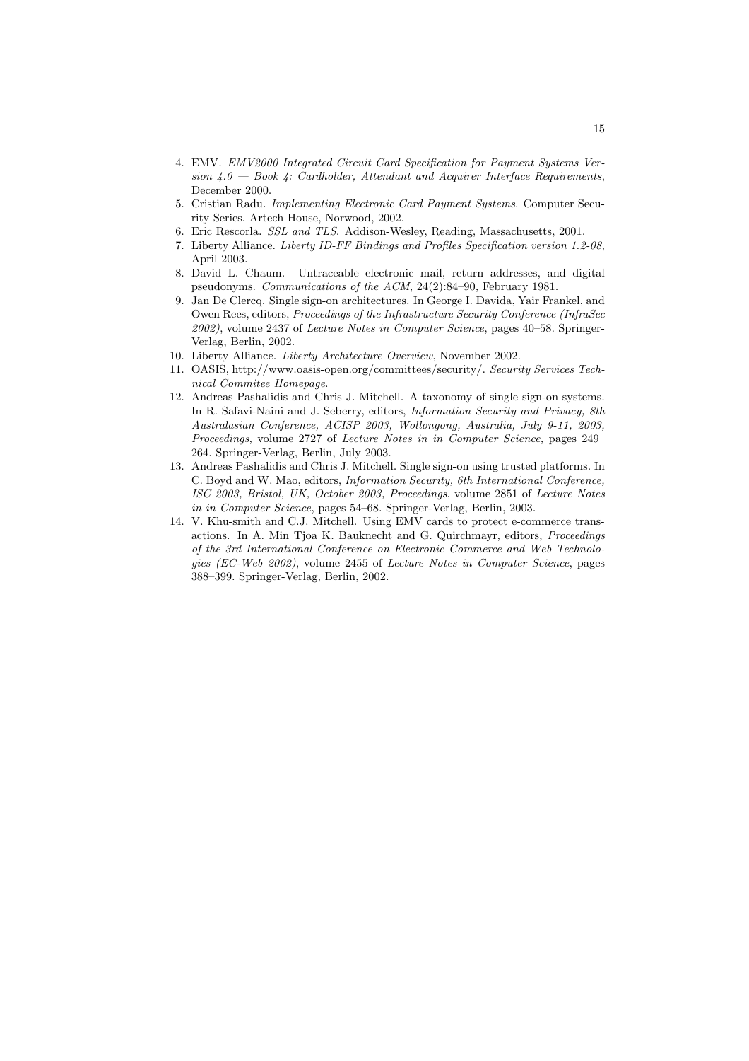4. EMV. *EMV2000 Integrated Circuit Card Specification for Payment Systems Version 4.0 — Book 4: Cardholder, Attendant and Acquirer Interface Requirements*, December 2000.
5. Cristian Radu. *Implementing Electronic Card Payment Systems*. Computer Security Series. Artech House, Norwood, 2002.
6. Eric Rescorla. *SSL and TLS*. Addison-Wesley, Reading, Massachusetts, 2001.
7. Liberty Alliance. *Liberty ID-FF Bindings and Profiles Specification version 1.2-08*, April 2003.
8. David L. Chaum. Untraceable electronic mail, return addresses, and digital pseudonyms. *Communications of the ACM*, 24(2):84–90, February 1981.
9. Jan De Clercq. Single sign-on architectures. In George I. Davida, Yair Frankel, and Owen Rees, editors, *Proceedings of the Infrastructure Security Conference (InfraSec 2002)*, volume 2437 of *Lecture Notes in Computer Science*, pages 40–58. Springer-Verlag, Berlin, 2002.
10. Liberty Alliance. *Liberty Architecture Overview*, November 2002.
11. OASIS, http://www.oasis-open.org/committees/security/. *Security Services Technical Commitee Homepage*.
12. Andreas Pashalidis and Chris J. Mitchell. A taxonomy of single sign-on systems. In R. Safavi-Naini and J. Seberry, editors, *Information Security and Privacy, 8th Australasian Conference, ACISP 2003, Wollongong, Australia, July 9-11, 2003, Proceedings*, volume 2727 of *Lecture Notes in in Computer Science*, pages 249–264. Springer-Verlag, Berlin, July 2003.
13. Andreas Pashalidis and Chris J. Mitchell. Single sign-on using trusted platforms. In C. Boyd and W. Mao, editors, *Information Security, 6th International Conference, ISC 2003, Bristol, UK, October 2003, Proceedings*, volume 2851 of *Lecture Notes in in Computer Science*, pages 54–68. Springer-Verlag, Berlin, 2003.
14. V. Khu-smith and C.J. Mitchell. Using EMV cards to protect e-commerce transactions. In A. Min Tjoa K. Bauknecht and G. Quirchmayr, editors, *Proceedings of the 3rd International Conference on Electronic Commerce and Web Technologies (EC-Web 2002)*, volume 2455 of *Lecture Notes in Computer Science*, pages 388–399. Springer-Verlag, Berlin, 2002.